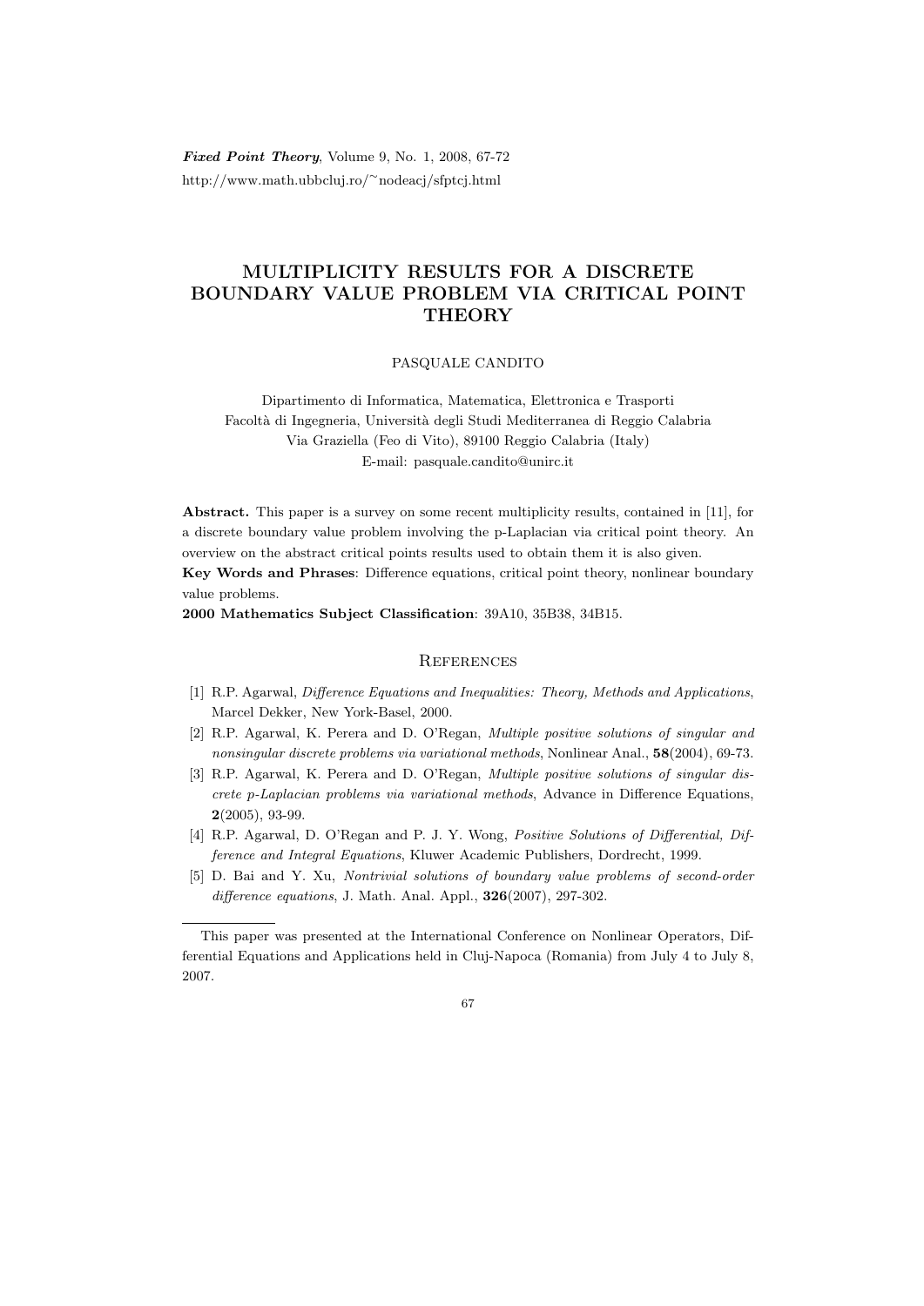# MULTIPLICITY RESULTS FOR A DISCRETE BOUNDARY VALUE PROBLEM VIA CRITICAL POINT THEORY

PASQUALE CANDITO

Dipartimento di Informatica, Matematica, Elettronica e Trasporti
Facoltà di Ingegneria, Università degli Studi Mediterranea di Reggio Calabria
Via Graziella (Feo di Vito), 89100 Reggio Calabria (Italy)
E-mail: pasquale.candito@unirc.it

**Abstract.** This paper is a survey on some recent multiplicity results, contained in [11], for a discrete boundary value problem involving the p-Laplacian via critical point theory. An overview on the abstract critical points results used to obtain them it is also given.

**Key Words and Phrases**: Difference equations, critical point theory, nonlinear boundary value problems.

**2000 Mathematics Subject Classification**: 39A10, 35B38, 34B15.

## References

[1] R.P. Agarwal, *Difference Equations and Inequalities: Theory, Methods and Applications*, Marcel Dekker, New York-Basel, 2000.

[2] R.P. Agarwal, K. Perera and D. O'Regan, *Multiple positive solutions of singular and nonsingular discrete problems via variational methods*, Nonlinear Anal., **58**(2004), 69-73.

[3] R.P. Agarwal, K. Perera and D. O'Regan, *Multiple positive solutions of singular discrete p-Laplacian problems via variational methods*, Advance in Difference Equations, **2**(2005), 93-99.

[4] R.P. Agarwal, D. O'Regan and P. J. Y. Wong, *Positive Solutions of Differential, Difference and Integral Equations*, Kluwer Academic Publishers, Dordrecht, 1999.

[5] D. Bai and Y. Xu, *Nontrivial solutions of boundary value problems of second-order difference equations*, J. Math. Anal. Appl., **326**(2007), 297-302.

---

This paper was presented at the International Conference on Nonlinear Operators, Differential Equations and Applications held in Cluj-Napoca (Romania) from July 4 to July 8, 2007.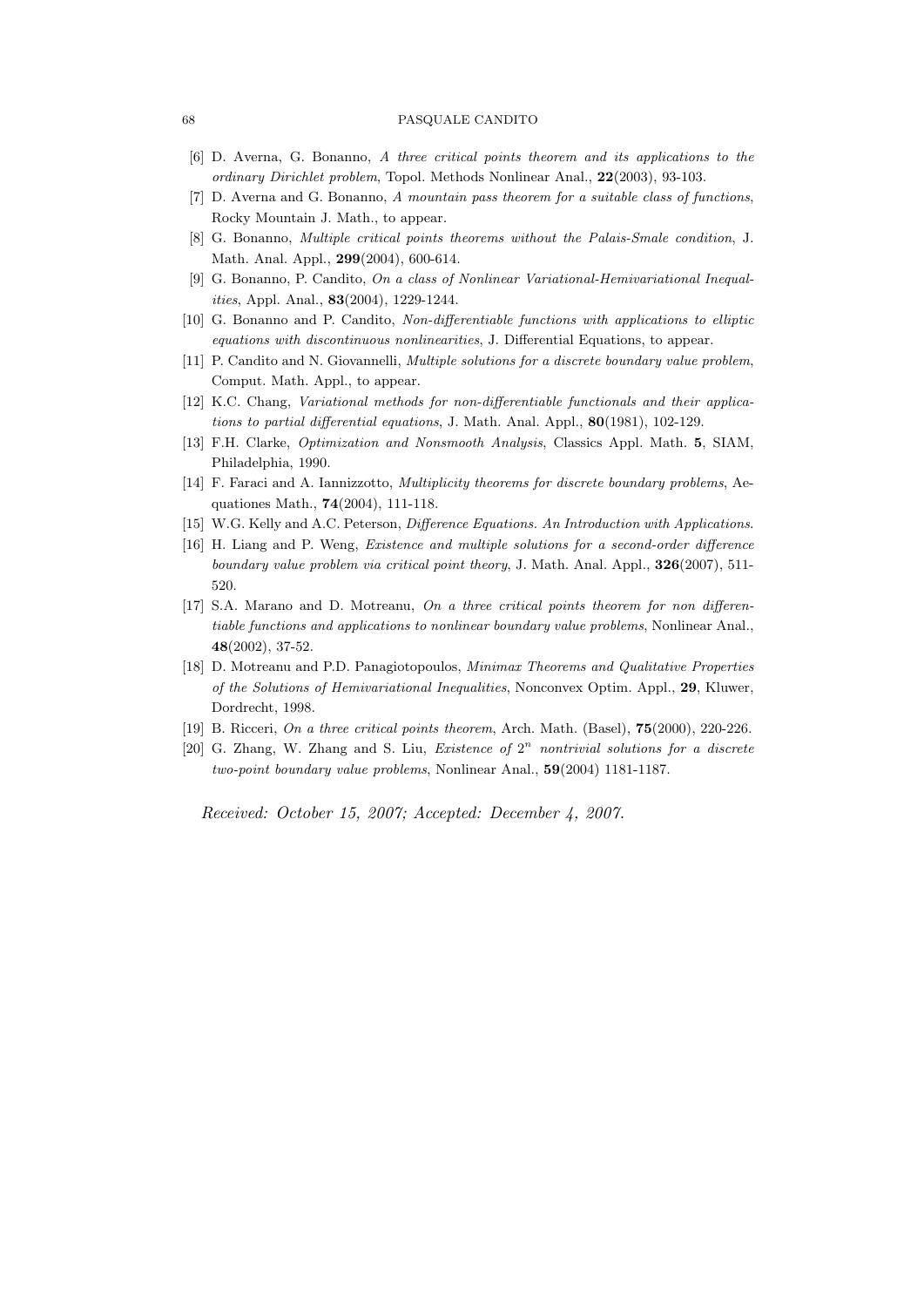[6] D. Averna, G. Bonanno, *A three critical points theorem and its applications to the ordinary Dirichlet problem*, Topol. Methods Nonlinear Anal., **22**(2003), 93-103.

[7] D. Averna and G. Bonanno, *A mountain pass theorem for a suitable class of functions*, Rocky Mountain J. Math., to appear.

[8] G. Bonanno, *Multiple critical points theorems without the Palais-Smale condition*, J. Math. Anal. Appl., **299**(2004), 600-614.

[9] G. Bonanno, P. Candito, *On a class of Nonlinear Variational-Hemivariational Inequalities*, Appl. Anal., **83**(2004), 1229-1244.

[10] G. Bonanno and P. Candito, *Non-differentiable functions with applications to elliptic equations with discontinuous nonlinearities*, J. Differential Equations, to appear.

[11] P. Candito and N. Giovannelli, *Multiple solutions for a discrete boundary value problem*, Comput. Math. Appl., to appear.

[12] K.C. Chang, *Variational methods for non-differentiable functionals and their applications to partial differential equations*, J. Math. Anal. Appl., **80**(1981), 102-129.

[13] F.H. Clarke, *Optimization and Nonsmooth Analysis*, Classics Appl. Math. **5**, SIAM, Philadelphia, 1990.

[14] F. Faraci and A. Iannizzotto, *Multiplicity theorems for discrete boundary problems*, Aequationes Math., **74**(2004), 111-118.

[15] W.G. Kelly and A.C. Peterson, *Difference Equations. An Introduction with Applications*.

[16] H. Liang and P. Weng, *Existence and multiple solutions for a second-order difference boundary value problem via critical point theory*, J. Math. Anal. Appl., **326**(2007), 511-520.

[17] S.A. Marano and D. Motreanu, *On a three critical points theorem for non differentiable functions and applications to nonlinear boundary value problems*, Nonlinear Anal., **48**(2002), 37-52.

[18] D. Motreanu and P.D. Panagiotopoulos, *Minimax Theorems and Qualitative Properties of the Solutions of Hemivariational Inequalities*, Nonconvex Optim. Appl., **29**, Kluwer, Dordrecht, 1998.

[19] B. Ricceri, *On a three critical points theorem*, Arch. Math. (Basel), **75**(2000), 220-226.

[20] G. Zhang, W. Zhang and S. Liu, *Existence of $2^n$ nontrivial solutions for a discrete two-point boundary value problems*, Nonlinear Anal., **59**(2004) 1181-1187.

*Received: October 15, 2007; Accepted: December 4, 2007.*